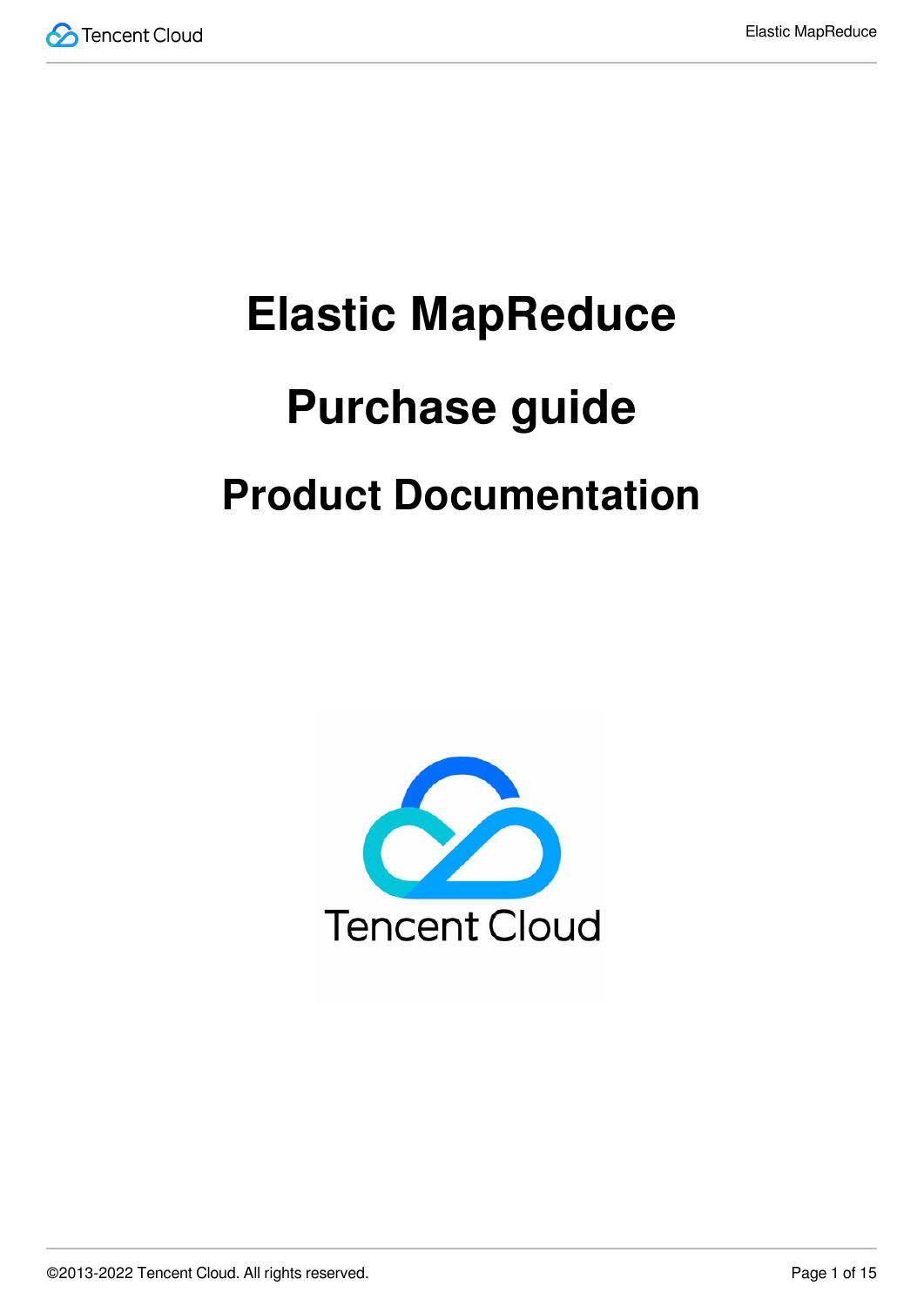# Elastic MapReduce

# Purchase guide

# Product Documentation

Tencent Cloud

©2013-2022 Tencent Cloud. All rights reserved.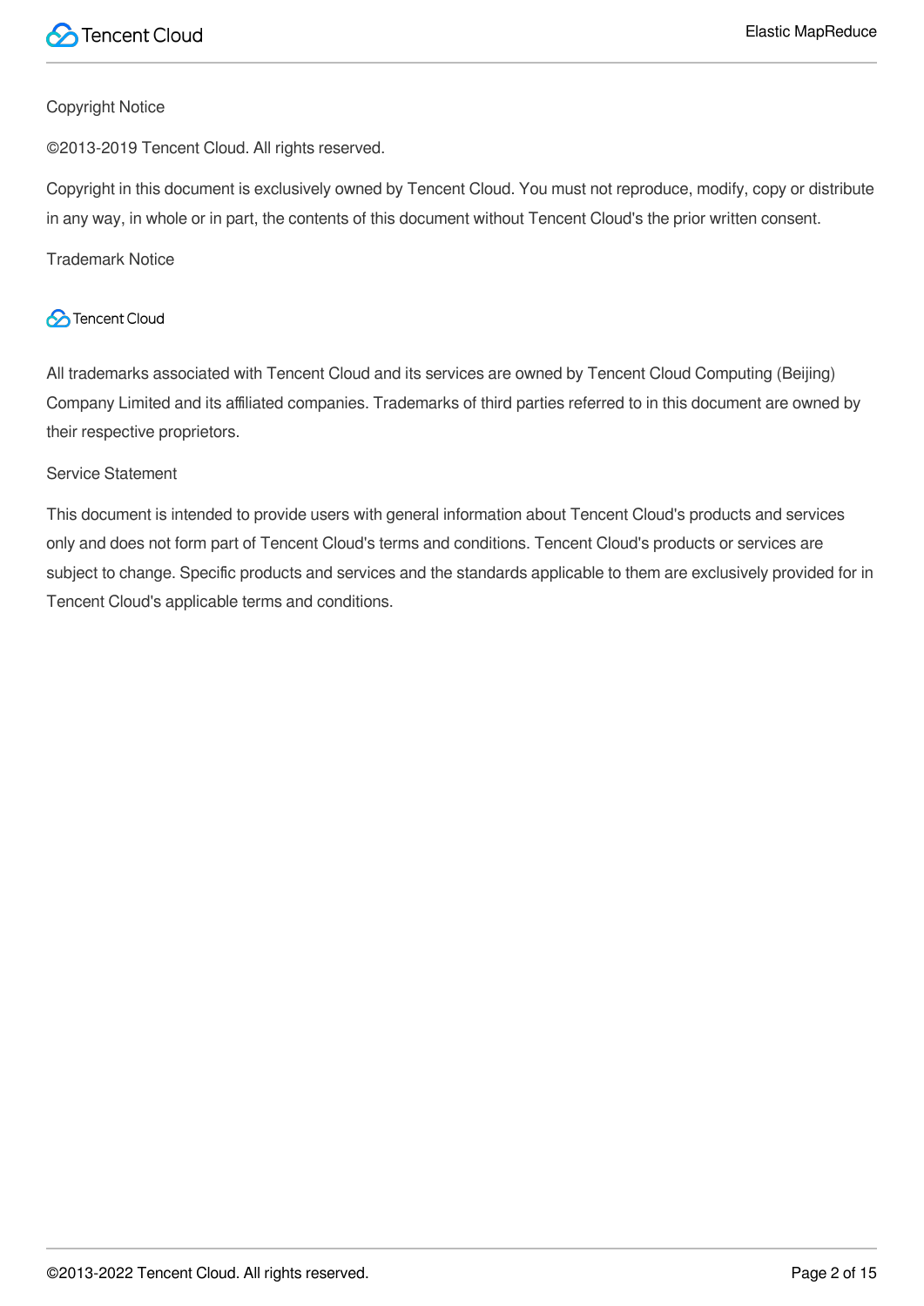Copyright Notice

©2013-2019 Tencent Cloud. All rights reserved.

Copyright in this document is exclusively owned by Tencent Cloud. You must not reproduce, modify, copy or distribute in any way, in whole or in part, the contents of this document without Tencent Cloud's the prior written consent.

Trademark Notice

Tencent Cloud

All trademarks associated with Tencent Cloud and its services are owned by Tencent Cloud Computing (Beijing) Company Limited and its affiliated companies. Trademarks of third parties referred to in this document are owned by their respective proprietors.

Service Statement

This document is intended to provide users with general information about Tencent Cloud's products and services only and does not form part of Tencent Cloud's terms and conditions. Tencent Cloud's products or services are subject to change. Specific products and services and the standards applicable to them are exclusively provided for in Tencent Cloud's applicable terms and conditions.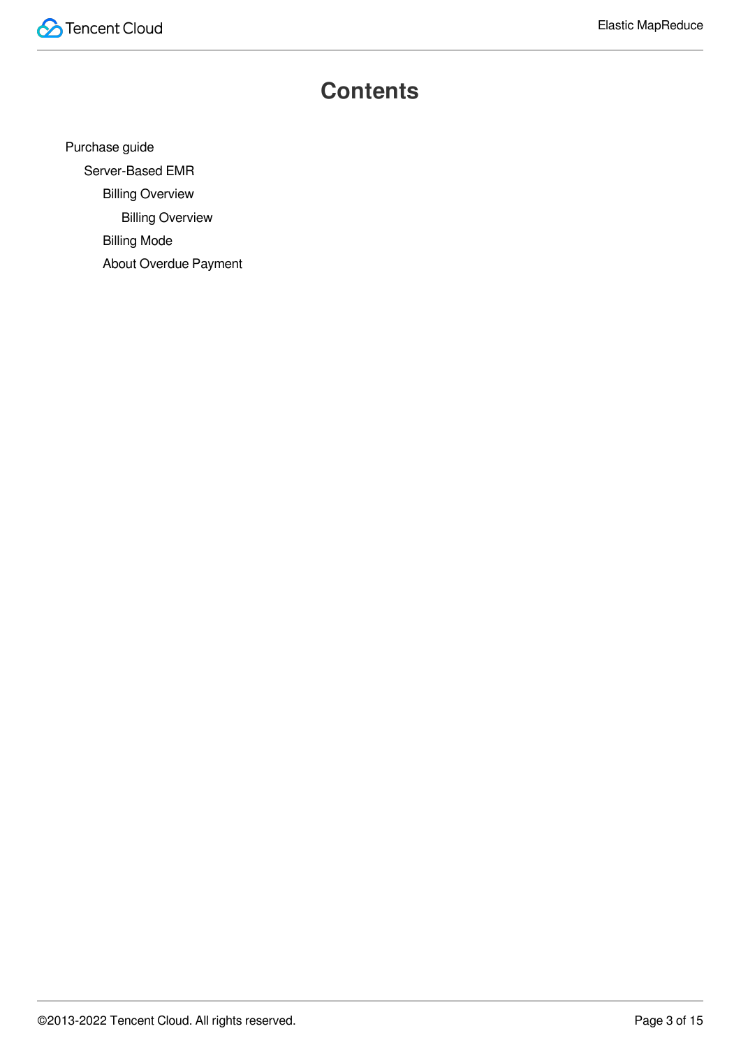# Contents

- Purchase guide
  - Server-Based EMR
    - Billing Overview
      - Billing Overview
    - Billing Mode
    - About Overdue Payment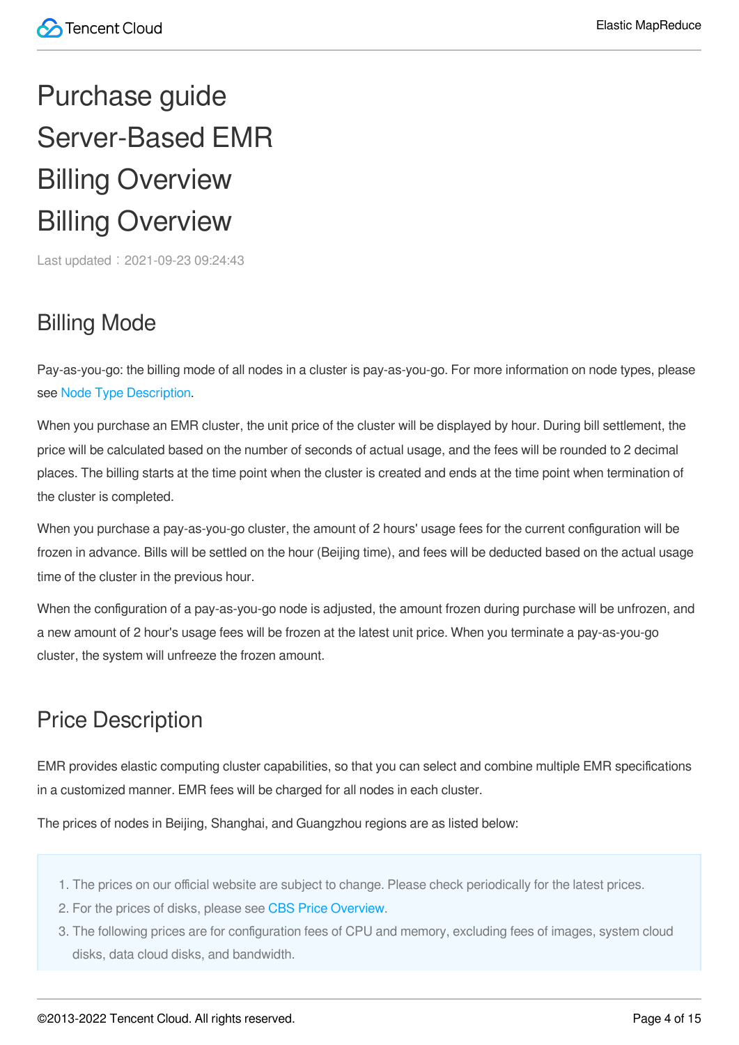# Purchase guide

# Server-Based EMR

# Billing Overview

# Billing Overview

Last updated：2021-09-23 09:24:43

## Billing Mode

Pay-as-you-go: the billing mode of all nodes in a cluster is pay-as-you-go. For more information on node types, please see Node Type Description.

When you purchase an EMR cluster, the unit price of the cluster will be displayed by hour. During bill settlement, the price will be calculated based on the number of seconds of actual usage, and the fees will be rounded to 2 decimal places. The billing starts at the time point when the cluster is created and ends at the time point when termination of the cluster is completed.

When you purchase a pay-as-you-go cluster, the amount of 2 hours' usage fees for the current configuration will be frozen in advance. Bills will be settled on the hour (Beijing time), and fees will be deducted based on the actual usage time of the cluster in the previous hour.

When the configuration of a pay-as-you-go node is adjusted, the amount frozen during purchase will be unfrozen, and a new amount of 2 hour's usage fees will be frozen at the latest unit price. When you terminate a pay-as-you-go cluster, the system will unfreeze the frozen amount.

## Price Description

EMR provides elastic computing cluster capabilities, so that you can select and combine multiple EMR specifications in a customized manner. EMR fees will be charged for all nodes in each cluster.

The prices of nodes in Beijing, Shanghai, and Guangzhou regions are as listed below:

1. The prices on our official website are subject to change. Please check periodically for the latest prices.
2. For the prices of disks, please see CBS Price Overview.
3. The following prices are for configuration fees of CPU and memory, excluding fees of images, system cloud disks, data cloud disks, and bandwidth.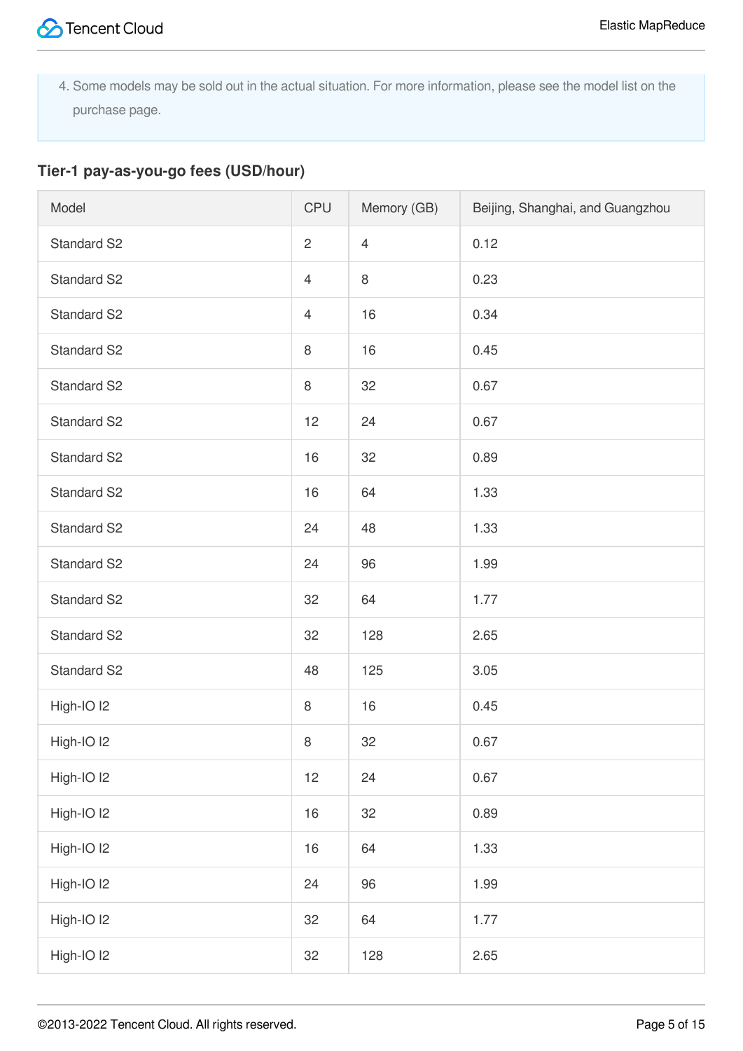4. Some models may be sold out in the actual situation. For more information, please see the model list on the purchase page.

### Tier-1 pay-as-you-go fees (USD/hour)

| Model | CPU | Memory (GB) | Beijing, Shanghai, and Guangzhou |
| --- | --- | --- | --- |
| Standard S2 | 2 | 4 | 0.12 |
| Standard S2 | 4 | 8 | 0.23 |
| Standard S2 | 4 | 16 | 0.34 |
| Standard S2 | 8 | 16 | 0.45 |
| Standard S2 | 8 | 32 | 0.67 |
| Standard S2 | 12 | 24 | 0.67 |
| Standard S2 | 16 | 32 | 0.89 |
| Standard S2 | 16 | 64 | 1.33 |
| Standard S2 | 24 | 48 | 1.33 |
| Standard S2 | 24 | 96 | 1.99 |
| Standard S2 | 32 | 64 | 1.77 |
| Standard S2 | 32 | 128 | 2.65 |
| Standard S2 | 48 | 125 | 3.05 |
| High-IO I2 | 8 | 16 | 0.45 |
| High-IO I2 | 8 | 32 | 0.67 |
| High-IO I2 | 12 | 24 | 0.67 |
| High-IO I2 | 16 | 32 | 0.89 |
| High-IO I2 | 16 | 64 | 1.33 |
| High-IO I2 | 24 | 96 | 1.99 |
| High-IO I2 | 32 | 64 | 1.77 |
| High-IO I2 | 32 | 128 | 2.65 |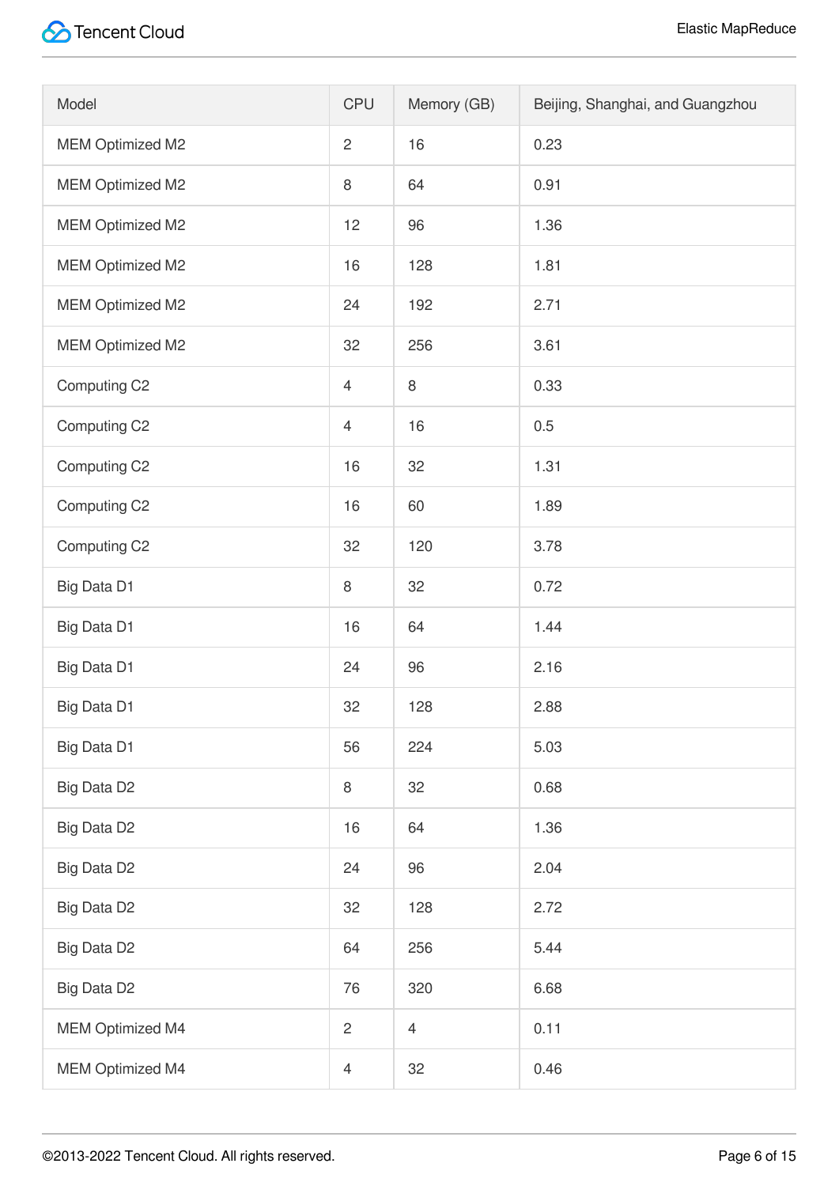| Model | CPU | Memory (GB) | Beijing, Shanghai, and Guangzhou |
| --- | --- | --- | --- |
| MEM Optimized M2 | 2 | 16 | 0.23 |
| MEM Optimized M2 | 8 | 64 | 0.91 |
| MEM Optimized M2 | 12 | 96 | 1.36 |
| MEM Optimized M2 | 16 | 128 | 1.81 |
| MEM Optimized M2 | 24 | 192 | 2.71 |
| MEM Optimized M2 | 32 | 256 | 3.61 |
| Computing C2 | 4 | 8 | 0.33 |
| Computing C2 | 4 | 16 | 0.5 |
| Computing C2 | 16 | 32 | 1.31 |
| Computing C2 | 16 | 60 | 1.89 |
| Computing C2 | 32 | 120 | 3.78 |
| Big Data D1 | 8 | 32 | 0.72 |
| Big Data D1 | 16 | 64 | 1.44 |
| Big Data D1 | 24 | 96 | 2.16 |
| Big Data D1 | 32 | 128 | 2.88 |
| Big Data D1 | 56 | 224 | 5.03 |
| Big Data D2 | 8 | 32 | 0.68 |
| Big Data D2 | 16 | 64 | 1.36 |
| Big Data D2 | 24 | 96 | 2.04 |
| Big Data D2 | 32 | 128 | 2.72 |
| Big Data D2 | 64 | 256 | 5.44 |
| Big Data D2 | 76 | 320 | 6.68 |
| MEM Optimized M4 | 2 | 4 | 0.11 |
| MEM Optimized M4 | 4 | 32 | 0.46 |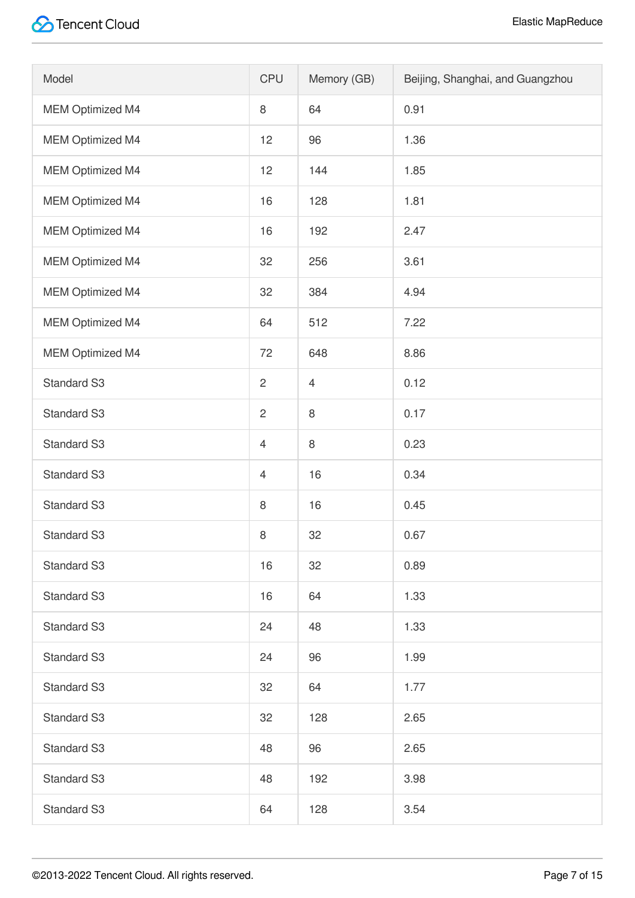| Model | CPU | Memory (GB) | Beijing, Shanghai, and Guangzhou |
| --- | --- | --- | --- |
| MEM Optimized M4 | 8 | 64 | 0.91 |
| MEM Optimized M4 | 12 | 96 | 1.36 |
| MEM Optimized M4 | 12 | 144 | 1.85 |
| MEM Optimized M4 | 16 | 128 | 1.81 |
| MEM Optimized M4 | 16 | 192 | 2.47 |
| MEM Optimized M4 | 32 | 256 | 3.61 |
| MEM Optimized M4 | 32 | 384 | 4.94 |
| MEM Optimized M4 | 64 | 512 | 7.22 |
| MEM Optimized M4 | 72 | 648 | 8.86 |
| Standard S3 | 2 | 4 | 0.12 |
| Standard S3 | 2 | 8 | 0.17 |
| Standard S3 | 4 | 8 | 0.23 |
| Standard S3 | 4 | 16 | 0.34 |
| Standard S3 | 8 | 16 | 0.45 |
| Standard S3 | 8 | 32 | 0.67 |
| Standard S3 | 16 | 32 | 0.89 |
| Standard S3 | 16 | 64 | 1.33 |
| Standard S3 | 24 | 48 | 1.33 |
| Standard S3 | 24 | 96 | 1.99 |
| Standard S3 | 32 | 64 | 1.77 |
| Standard S3 | 32 | 128 | 2.65 |
| Standard S3 | 48 | 96 | 2.65 |
| Standard S3 | 48 | 192 | 3.98 |
| Standard S3 | 64 | 128 | 3.54 |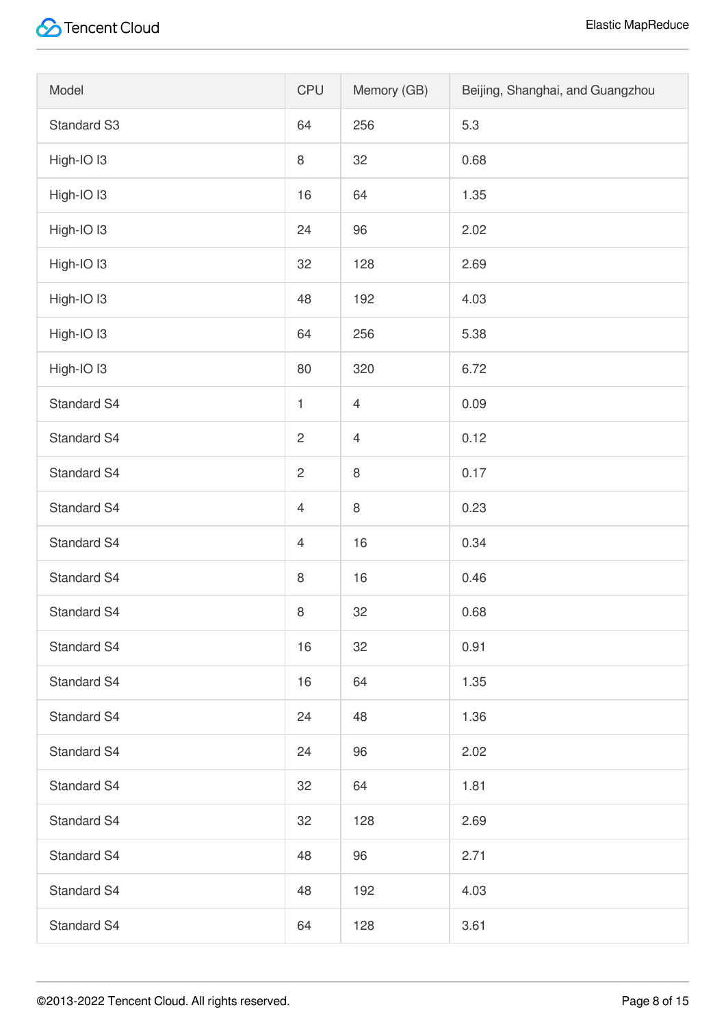| Model | CPU | Memory (GB) | Beijing, Shanghai, and Guangzhou |
| --- | --- | --- | --- |
| Standard S3 | 64 | 256 | 5.3 |
| High-IO I3 | 8 | 32 | 0.68 |
| High-IO I3 | 16 | 64 | 1.35 |
| High-IO I3 | 24 | 96 | 2.02 |
| High-IO I3 | 32 | 128 | 2.69 |
| High-IO I3 | 48 | 192 | 4.03 |
| High-IO I3 | 64 | 256 | 5.38 |
| High-IO I3 | 80 | 320 | 6.72 |
| Standard S4 | 1 | 4 | 0.09 |
| Standard S4 | 2 | 4 | 0.12 |
| Standard S4 | 2 | 8 | 0.17 |
| Standard S4 | 4 | 8 | 0.23 |
| Standard S4 | 4 | 16 | 0.34 |
| Standard S4 | 8 | 16 | 0.46 |
| Standard S4 | 8 | 32 | 0.68 |
| Standard S4 | 16 | 32 | 0.91 |
| Standard S4 | 16 | 64 | 1.35 |
| Standard S4 | 24 | 48 | 1.36 |
| Standard S4 | 24 | 96 | 2.02 |
| Standard S4 | 32 | 64 | 1.81 |
| Standard S4 | 32 | 128 | 2.69 |
| Standard S4 | 48 | 96 | 2.71 |
| Standard S4 | 48 | 192 | 4.03 |
| Standard S4 | 64 | 128 | 3.61 |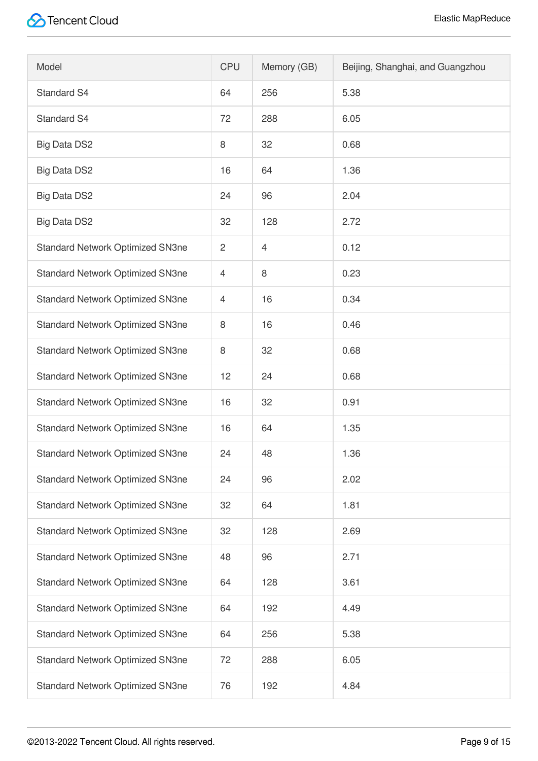| Model | CPU | Memory (GB) | Beijing, Shanghai, and Guangzhou |
| --- | --- | --- | --- |
| Standard S4 | 64 | 256 | 5.38 |
| Standard S4 | 72 | 288 | 6.05 |
| Big Data DS2 | 8 | 32 | 0.68 |
| Big Data DS2 | 16 | 64 | 1.36 |
| Big Data DS2 | 24 | 96 | 2.04 |
| Big Data DS2 | 32 | 128 | 2.72 |
| Standard Network Optimized SN3ne | 2 | 4 | 0.12 |
| Standard Network Optimized SN3ne | 4 | 8 | 0.23 |
| Standard Network Optimized SN3ne | 4 | 16 | 0.34 |
| Standard Network Optimized SN3ne | 8 | 16 | 0.46 |
| Standard Network Optimized SN3ne | 8 | 32 | 0.68 |
| Standard Network Optimized SN3ne | 12 | 24 | 0.68 |
| Standard Network Optimized SN3ne | 16 | 32 | 0.91 |
| Standard Network Optimized SN3ne | 16 | 64 | 1.35 |
| Standard Network Optimized SN3ne | 24 | 48 | 1.36 |
| Standard Network Optimized SN3ne | 24 | 96 | 2.02 |
| Standard Network Optimized SN3ne | 32 | 64 | 1.81 |
| Standard Network Optimized SN3ne | 32 | 128 | 2.69 |
| Standard Network Optimized SN3ne | 48 | 96 | 2.71 |
| Standard Network Optimized SN3ne | 64 | 128 | 3.61 |
| Standard Network Optimized SN3ne | 64 | 192 | 4.49 |
| Standard Network Optimized SN3ne | 64 | 256 | 5.38 |
| Standard Network Optimized SN3ne | 72 | 288 | 6.05 |
| Standard Network Optimized SN3ne | 76 | 192 | 4.84 |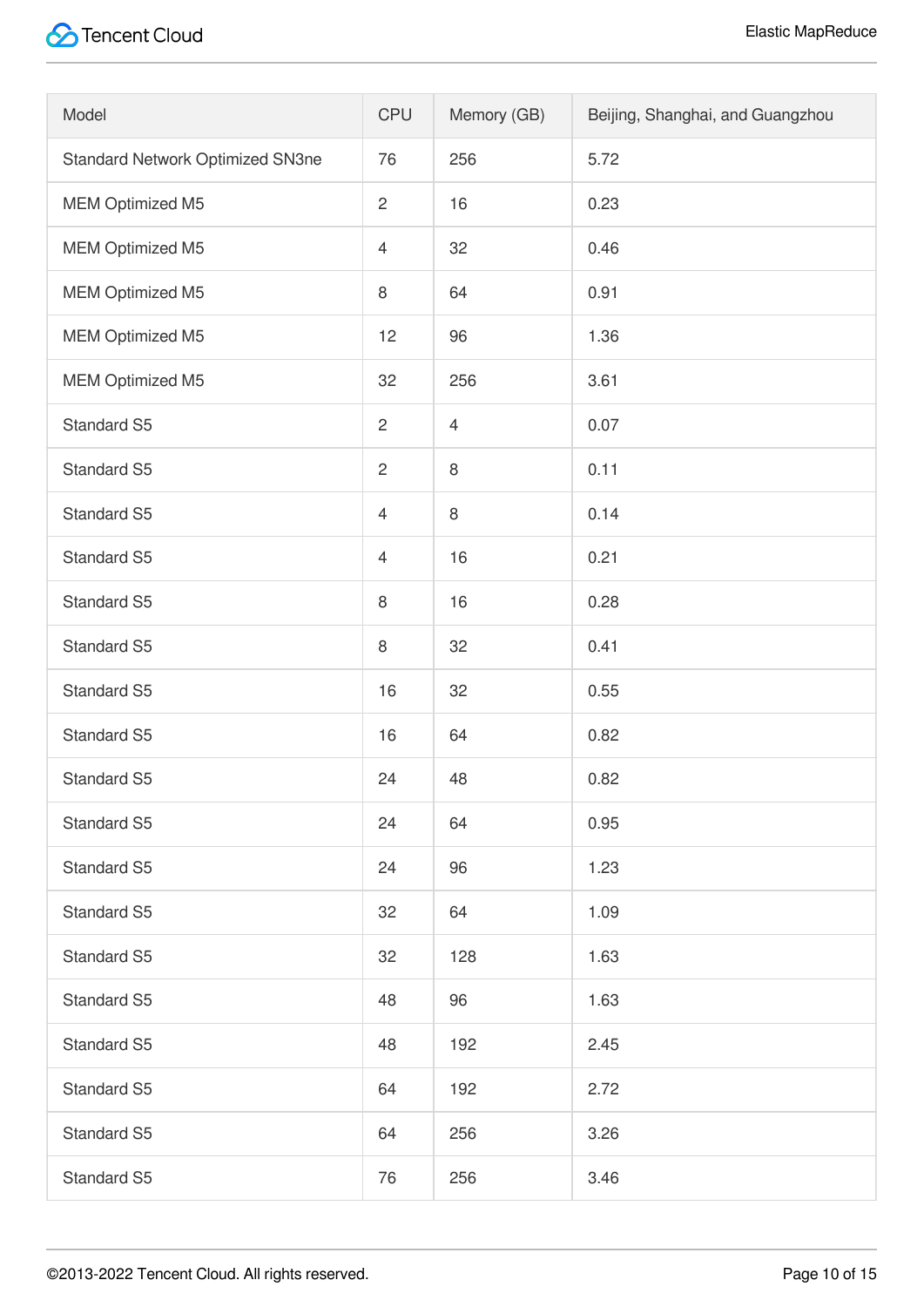| Model | CPU | Memory (GB) | Beijing, Shanghai, and Guangzhou |
| --- | --- | --- | --- |
| Standard Network Optimized SN3ne | 76 | 256 | 5.72 |
| MEM Optimized M5 | 2 | 16 | 0.23 |
| MEM Optimized M5 | 4 | 32 | 0.46 |
| MEM Optimized M5 | 8 | 64 | 0.91 |
| MEM Optimized M5 | 12 | 96 | 1.36 |
| MEM Optimized M5 | 32 | 256 | 3.61 |
| Standard S5 | 2 | 4 | 0.07 |
| Standard S5 | 2 | 8 | 0.11 |
| Standard S5 | 4 | 8 | 0.14 |
| Standard S5 | 4 | 16 | 0.21 |
| Standard S5 | 8 | 16 | 0.28 |
| Standard S5 | 8 | 32 | 0.41 |
| Standard S5 | 16 | 32 | 0.55 |
| Standard S5 | 16 | 64 | 0.82 |
| Standard S5 | 24 | 48 | 0.82 |
| Standard S5 | 24 | 64 | 0.95 |
| Standard S5 | 24 | 96 | 1.23 |
| Standard S5 | 32 | 64 | 1.09 |
| Standard S5 | 32 | 128 | 1.63 |
| Standard S5 | 48 | 96 | 1.63 |
| Standard S5 | 48 | 192 | 2.45 |
| Standard S5 | 64 | 192 | 2.72 |
| Standard S5 | 64 | 256 | 3.26 |
| Standard S5 | 76 | 256 | 3.46 |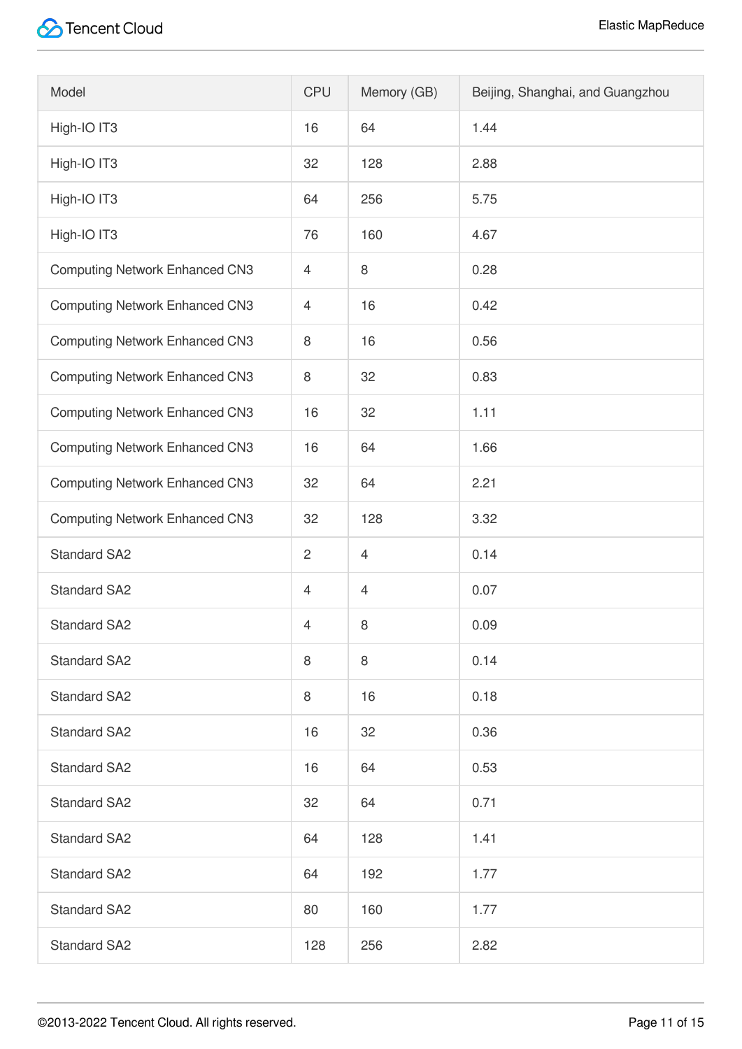| Model | CPU | Memory (GB) | Beijing, Shanghai, and Guangzhou |
| --- | --- | --- | --- |
| High-IO IT3 | 16 | 64 | 1.44 |
| High-IO IT3 | 32 | 128 | 2.88 |
| High-IO IT3 | 64 | 256 | 5.75 |
| High-IO IT3 | 76 | 160 | 4.67 |
| Computing Network Enhanced CN3 | 4 | 8 | 0.28 |
| Computing Network Enhanced CN3 | 4 | 16 | 0.42 |
| Computing Network Enhanced CN3 | 8 | 16 | 0.56 |
| Computing Network Enhanced CN3 | 8 | 32 | 0.83 |
| Computing Network Enhanced CN3 | 16 | 32 | 1.11 |
| Computing Network Enhanced CN3 | 16 | 64 | 1.66 |
| Computing Network Enhanced CN3 | 32 | 64 | 2.21 |
| Computing Network Enhanced CN3 | 32 | 128 | 3.32 |
| Standard SA2 | 2 | 4 | 0.14 |
| Standard SA2 | 4 | 4 | 0.07 |
| Standard SA2 | 4 | 8 | 0.09 |
| Standard SA2 | 8 | 8 | 0.14 |
| Standard SA2 | 8 | 16 | 0.18 |
| Standard SA2 | 16 | 32 | 0.36 |
| Standard SA2 | 16 | 64 | 0.53 |
| Standard SA2 | 32 | 64 | 0.71 |
| Standard SA2 | 64 | 128 | 1.41 |
| Standard SA2 | 64 | 192 | 1.77 |
| Standard SA2 | 80 | 160 | 1.77 |
| Standard SA2 | 128 | 256 | 2.82 |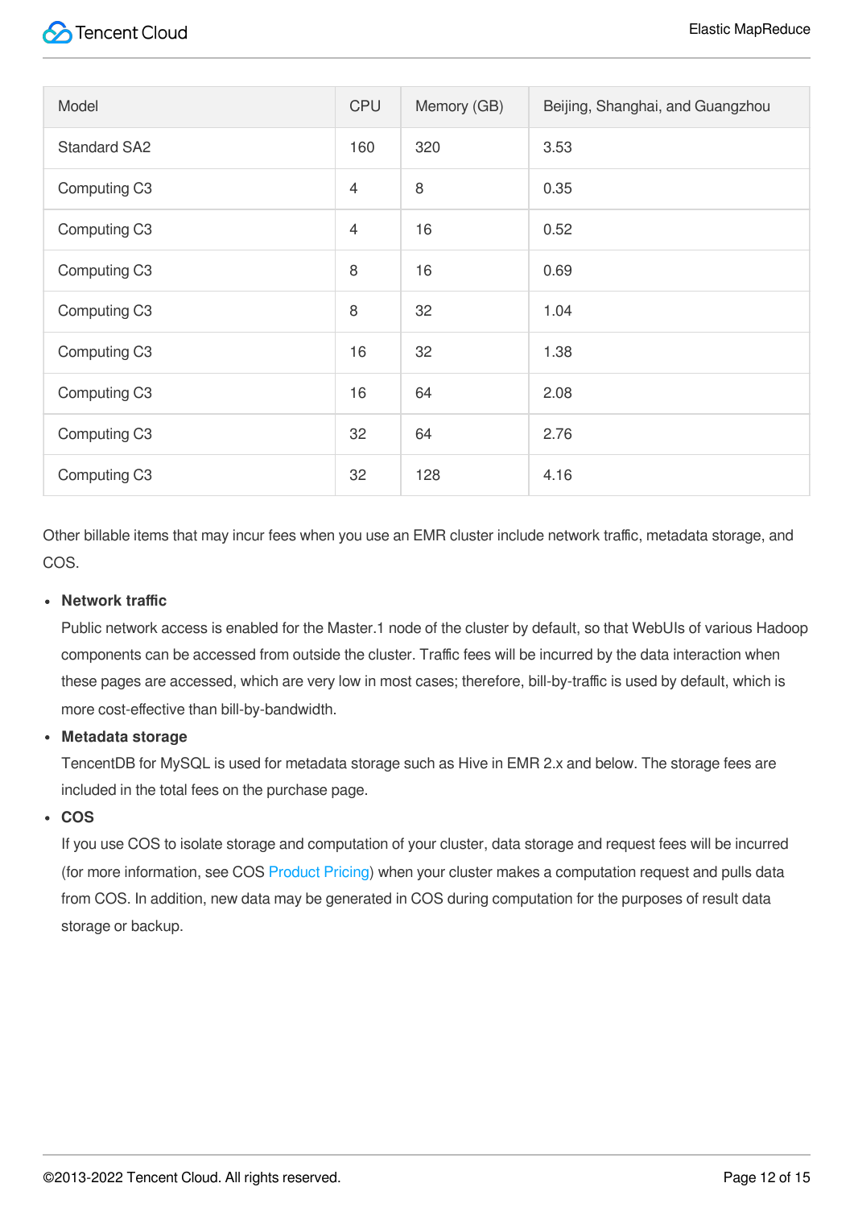| Model | CPU | Memory (GB) | Beijing, Shanghai, and Guangzhou |
| --- | --- | --- | --- |
| Standard SA2 | 160 | 320 | 3.53 |
| Computing C3 | 4 | 8 | 0.35 |
| Computing C3 | 4 | 16 | 0.52 |
| Computing C3 | 8 | 16 | 0.69 |
| Computing C3 | 8 | 32 | 1.04 |
| Computing C3 | 16 | 32 | 1.38 |
| Computing C3 | 16 | 64 | 2.08 |
| Computing C3 | 32 | 64 | 2.76 |
| Computing C3 | 32 | 128 | 4.16 |

Other billable items that may incur fees when you use an EMR cluster include network traffic, metadata storage, and COS.

- **Network traffic**
  Public network access is enabled for the Master.1 node of the cluster by default, so that WebUIs of various Hadoop components can be accessed from outside the cluster. Traffic fees will be incurred by the data interaction when these pages are accessed, which are very low in most cases; therefore, bill-by-traffic is used by default, which is more cost-effective than bill-by-bandwidth.
- **Metadata storage**
  TencentDB for MySQL is used for metadata storage such as Hive in EMR 2.x and below. The storage fees are included in the total fees on the purchase page.
- **COS**
  If you use COS to isolate storage and computation of your cluster, data storage and request fees will be incurred (for more information, see COS Product Pricing) when your cluster makes a computation request and pulls data from COS. In addition, new data may be generated in COS during computation for the purposes of result data storage or backup.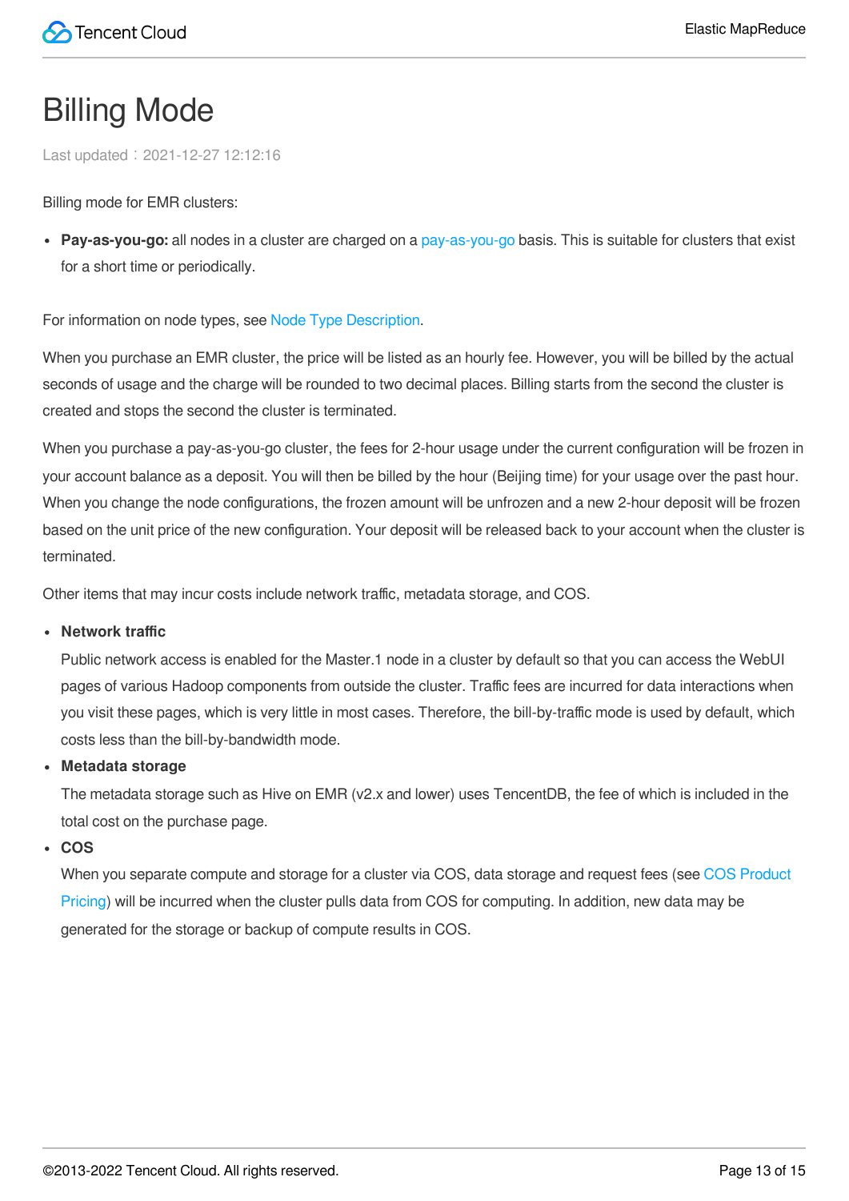# Billing Mode

Last updated：2021-12-27 12:12:16

Billing mode for EMR clusters:

- **Pay-as-you-go:** all nodes in a cluster are charged on a pay-as-you-go basis. This is suitable for clusters that exist for a short time or periodically.

For information on node types, see Node Type Description.

When you purchase an EMR cluster, the price will be listed as an hourly fee. However, you will be billed by the actual seconds of usage and the charge will be rounded to two decimal places. Billing starts from the second the cluster is created and stops the second the cluster is terminated.

When you purchase a pay-as-you-go cluster, the fees for 2-hour usage under the current configuration will be frozen in your account balance as a deposit. You will then be billed by the hour (Beijing time) for your usage over the past hour. When you change the node configurations, the frozen amount will be unfrozen and a new 2-hour deposit will be frozen based on the unit price of the new configuration. Your deposit will be released back to your account when the cluster is terminated.

Other items that may incur costs include network traffic, metadata storage, and COS.

- **Network traffic**
  Public network access is enabled for the Master.1 node in a cluster by default so that you can access the WebUI pages of various Hadoop components from outside the cluster. Traffic fees are incurred for data interactions when you visit these pages, which is very little in most cases. Therefore, the bill-by-traffic mode is used by default, which costs less than the bill-by-bandwidth mode.
- **Metadata storage**
  The metadata storage such as Hive on EMR (v2.x and lower) uses TencentDB, the fee of which is included in the total cost on the purchase page.
- **COS**
  When you separate compute and storage for a cluster via COS, data storage and request fees (see COS Product Pricing) will be incurred when the cluster pulls data from COS for computing. In addition, new data may be generated for the storage or backup of compute results in COS.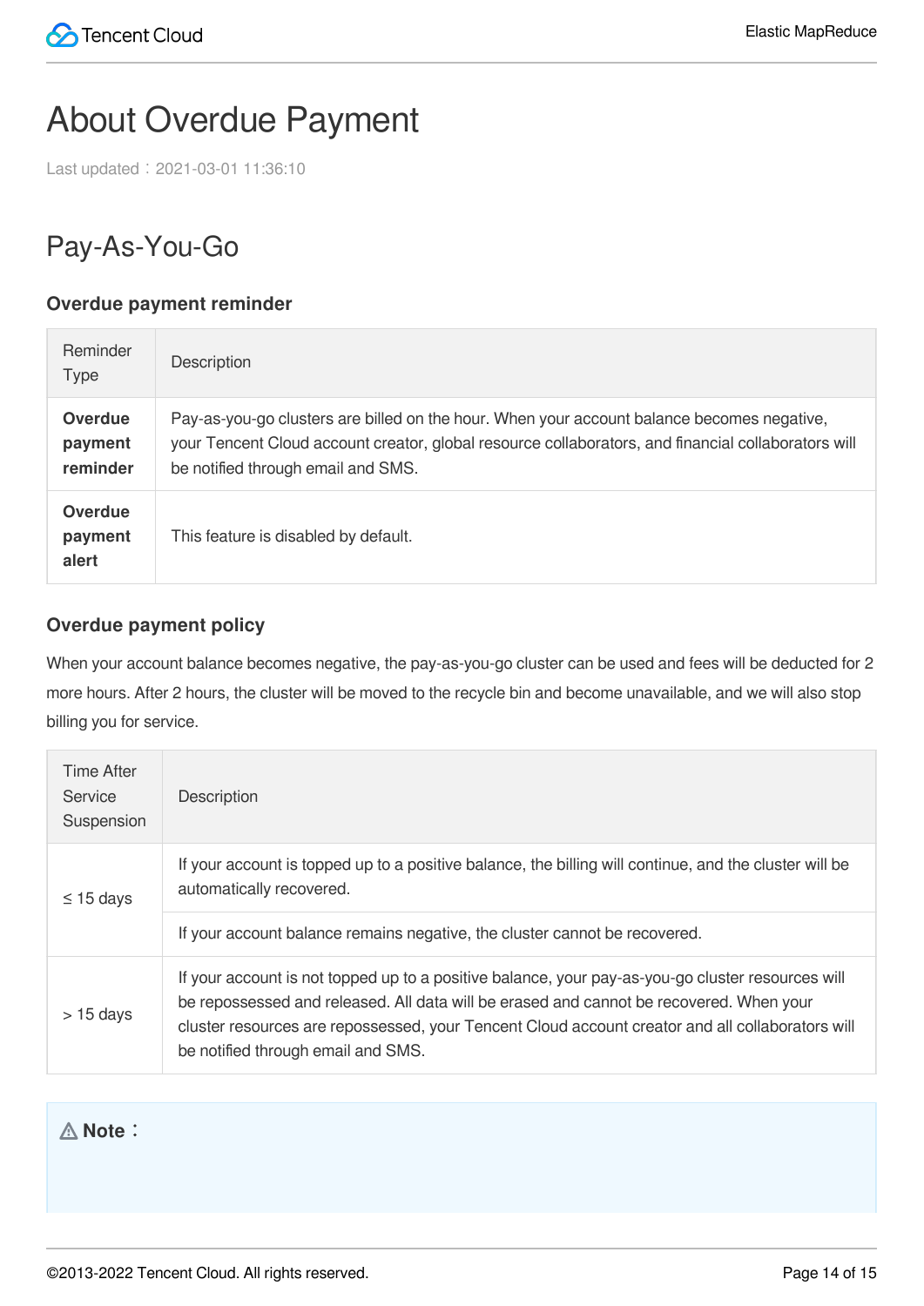# About Overdue Payment

Last updated：2021-03-01 11:36:10

## Pay-As-You-Go

### Overdue payment reminder

| Reminder Type | Description |
| --- | --- |
| **Overdue payment reminder** | Pay-as-you-go clusters are billed on the hour. When your account balance becomes negative, your Tencent Cloud account creator, global resource collaborators, and financial collaborators will be notified through email and SMS. |
| **Overdue payment alert** | This feature is disabled by default. |

### Overdue payment policy

When your account balance becomes negative, the pay-as-you-go cluster can be used and fees will be deducted for 2 more hours. After 2 hours, the cluster will be moved to the recycle bin and become unavailable, and we will also stop billing you for service.

| Time After Service Suspension | Description |
| --- | --- |
| ≤ 15 days | If your account is topped up to a positive balance, the billing will continue, and the cluster will be automatically recovered. |
| | If your account balance remains negative, the cluster cannot be recovered. |
| > 15 days | If your account is not topped up to a positive balance, your pay-as-you-go cluster resources will be repossessed and released. All data will be erased and cannot be recovered. When your cluster resources are repossessed, your Tencent Cloud account creator and all collaborators will be notified through email and SMS. |

**Note：**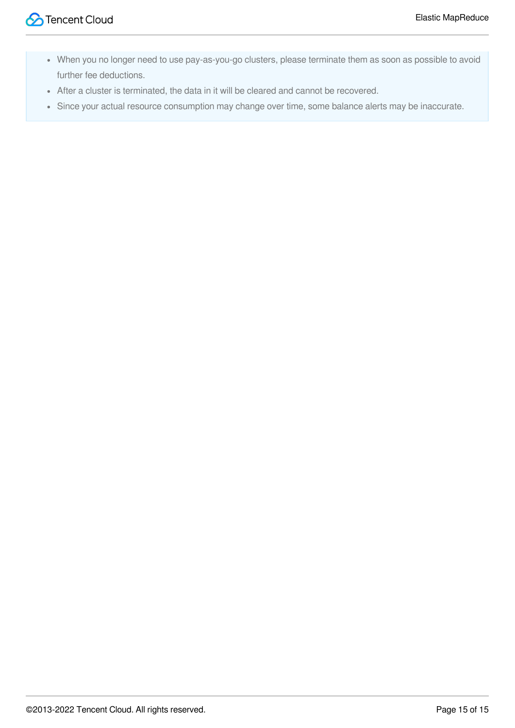- When you no longer need to use pay-as-you-go clusters, please terminate them as soon as possible to avoid further fee deductions.
- After a cluster is terminated, the data in it will be cleared and cannot be recovered.
- Since your actual resource consumption may change over time, some balance alerts may be inaccurate.